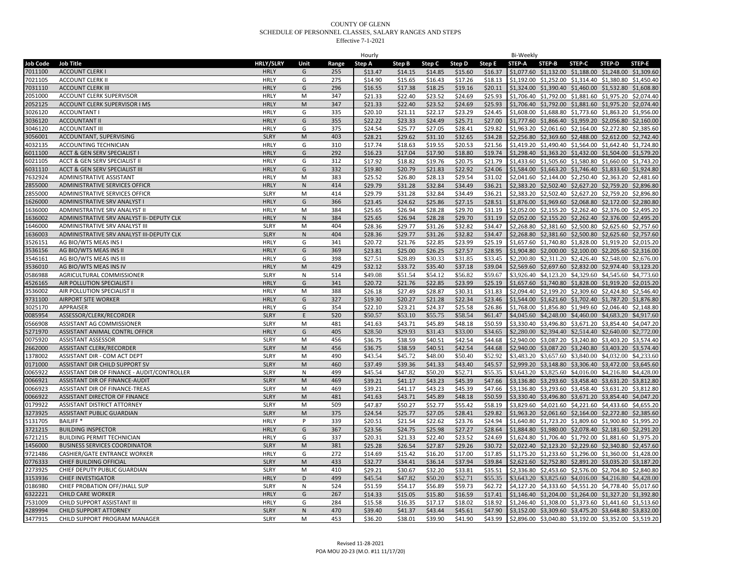COUNTY OF GLENN
SCHEDULE OF PERSONNEL CLASSES, SALARY RANGES AND STEPS
Effective 7-1-2021

| | | | | | Hourly | | | | | Bi-Weekly | | | | |
|---|---|---|---|---|---|---|---|---|---|---|---|---|---|---|
| **Job Code** | **Job Title** | **HRLY/SLRY** | **Unit** | **Range** | **Step A** | **Step B** | **Step C** | **Step D** | **Step E** | **STEP-A** | **STEP-B** | **STEP-C** | **STEP-D** | **STEP-E** |
| 7011100 | ACCOUNT CLERK I | HRLY | G | 255 | $13.47 | $14.15 | $14.85 | $15.60 | $16.37 | $1,077.60 | $1,132.00 | $1,188.00 | $1,248.00 | $1,309.60 |
| 7021105 | ACCOUNT CLERK II | HRLY | G | 275 | $14.90 | $15.65 | $16.43 | $17.26 | $18.13 | $1,192.00 | $1,252.00 | $1,314.40 | $1,380.80 | $1,450.40 |
| 7031110 | ACCOUNT CLERK III | HRLY | G | 296 | $16.55 | $17.38 | $18.25 | $19.16 | $20.11 | $1,324.00 | $1,390.40 | $1,460.00 | $1,532.80 | $1,608.80 |
| 2051000 | ACCOUNT CLERK SUPERVISOR | HRLY | M | 347 | $21.33 | $22.40 | $23.52 | $24.69 | $25.93 | $1,706.40 | $1,792.00 | $1,881.60 | $1,975.20 | $2,074.40 |
| 2052125 | ACCOUNT CLERK SUPERVISOR I MS | HRLY | M | 347 | $21.33 | $22.40 | $23.52 | $24.69 | $25.93 | $1,706.40 | $1,792.00 | $1,881.60 | $1,975.20 | $2,074.40 |
| 3026120 | ACCOUNTANT I | HRLY | G | 335 | $20.10 | $21.11 | $22.17 | $23.29 | $24.45 | $1,608.00 | $1,688.80 | $1,773.60 | $1,863.20 | $1,956.00 |
| 3036120 | ACCOUNTANT II | HRLY | G | 355 | $22.22 | $23.33 | $24.49 | $25.71 | $27.00 | $1,777.60 | $1,866.40 | $1,959.20 | $2,056.80 | $2,160.00 |
| 3046120 | ACCOUNTANT III | HRLY | G | 375 | $24.54 | $25.77 | $27.05 | $28.41 | $29.82 | $1,963.20 | $2,061.60 | $2,164.00 | $2,272.80 | $2,385.60 |
| 3056001 | ACCOUNTANT, SUPERVISING | SLRY | M | 403 | $28.21 | $29.62 | $31.10 | $32.65 | $34.28 | $2,256.80 | $2,369.60 | $2,488.00 | $2,612.00 | $2,742.40 |
| 4032135 | ACCOUNTING TECHNICIAN | HRLY | G | 310 | $17.74 | $18.63 | $19.55 | $20.53 | $21.56 | $1,419.20 | $1,490.40 | $1,564.00 | $1,642.40 | $1,724.80 |
| 6011100 | ACCT & GEN SERV SPECIALIST I | HRLY | G | 292 | $16.23 | $17.04 | $17.90 | $18.80 | $19.74 | $1,298.40 | $1,363.20 | $1,432.00 | $1,504.00 | $1,579.20 |
| 6021105 | ACCT & GEN SERV SPECIALIST II | HRLY | G | 312 | $17.92 | $18.82 | $19.76 | $20.75 | $21.79 | $1,433.60 | $1,505.60 | $1,580.80 | $1,660.00 | $1,743.20 |
| 6031110 | ACCT & GEN SERV SPECIALIST III | HRLY | G | 332 | $19.80 | $20.79 | $21.83 | $22.92 | $24.06 | $1,584.00 | $1,663.20 | $1,746.40 | $1,833.60 | $1,924.80 |
| 7632924 | ADMINISTRATIVE ASSISTANT | HRLY | M | 383 | $25.52 | $26.80 | $28.13 | $29.54 | $31.02 | $2,041.60 | $2,144.00 | $2,250.40 | $2,363.20 | $2,481.60 |
| 2855000 | ADMINISTRATIVE SERVICES OFFICER | HRLY | N | 414 | $29.79 | $31.28 | $32.84 | $34.49 | $36.21 | $2,383.20 | $2,502.40 | $2,627.20 | $2,759.20 | $2,896.80 |
| 2855000 | ADMINISTRATIVE SERVICES OFFICR | SLRY | M | 414 | $29.79 | $31.28 | $32.84 | $34.49 | $36.21 | $2,383.20 | $2,502.40 | $2,627.20 | $2,759.20 | $2,896.80 |
| 1626000 | ADMINISTRATIVE SRV ANALYST I | HRLY | G | 366 | $23.45 | $24.62 | $25.86 | $27.15 | $28.51 | $1,876.00 | $1,969.60 | $2,068.80 | $2,172.00 | $2,280.80 |
| 1636000 | ADMINISTRATIVE SRV ANALYST II | HRLY | M | 384 | $25.65 | $26.94 | $28.28 | $29.70 | $31.19 | $2,052.00 | $2,155.20 | $2,262.40 | $2,376.00 | $2,495.20 |
| 1636002 | ADMINISTRATIVE SRV ANALYST II- DEPUTY CLK | HRLY | N | 384 | $25.65 | $26.94 | $28.28 | $29.70 | $31.19 | $2,052.00 | $2,155.20 | $2,262.40 | $2,376.00 | $2,495.20 |
| 1646000 | ADMINISTRATIVE SRV ANALYST III | SLRY | M | 404 | $28.36 | $29.77 | $31.26 | $32.82 | $34.47 | $2,268.80 | $2,381.60 | $2,500.80 | $2,625.60 | $2,757.60 |
| 1636003 | ADMINISTRATIVE SRV ANALYST III-DEPUTY CLK | SLRY | N | 404 | $28.36 | $29.77 | $31.26 | $32.82 | $34.47 | $2,268.80 | $2,381.60 | $2,500.80 | $2,625.60 | $2,757.60 |
| 3526151 | AG BIO/WTS MEAS INS I | HRLY | G | 341 | $20.72 | $21.76 | $22.85 | $23.99 | $25.19 | $1,657.60 | $1,740.80 | $1,828.00 | $1,919.20 | $2,015.20 |
| 3536156 | AG BIO/WTS MEAS INS II | HRLY | G | 369 | $23.81 | $25.00 | $26.25 | $27.57 | $28.95 | $1,904.80 | $2,000.00 | $2,100.00 | $2,205.60 | $2,316.00 |
| 3546161 | AG BIO/WTS MEAS INS III | HRLY | G | 398 | $27.51 | $28.89 | $30.33 | $31.85 | $33.45 | $2,200.80 | $2,311.20 | $2,426.40 | $2,548.00 | $2,676.00 |
| 3536010 | AG BIO/WTS MEAS INS IV | HRLY | M | 429 | $32.12 | $33.72 | $35.40 | $37.18 | $39.04 | $2,569.60 | $2,697.60 | $2,832.00 | $2,974.40 | $3,123.20 |
| 0586988 | AGRICULTURAL COMMISSIONER | SLRY | N | 514 | $49.08 | $51.54 | $54.12 | $56.82 | $59.67 | $3,926.40 | $4,123.20 | $4,329.60 | $4,545.60 | $4,773.60 |
| 4526165 | AIR POLLUTION SPECIALIST I | HRLY | G | 341 | $20.72 | $21.76 | $22.85 | $23.99 | $25.19 | $1,657.60 | $1,740.80 | $1,828.00 | $1,919.20 | $2,015.20 |
| 3536002 | AIR POLLUTION SPECIALIST II | HRLY | M | 388 | $26.18 | $27.49 | $28.87 | $30.31 | $31.83 | $2,094.40 | $2,199.20 | $2,309.60 | $2,424.80 | $2,546.40 |
| 9731100 | AIRPORT SITE WORKER | HRLY | G | 327 | $19.30 | $20.27 | $21.28 | $22.34 | $23.46 | $1,544.00 | $1,621.60 | $1,702.40 | $1,787.20 | $1,876.80 |
| 3025170 | APPRAISER | HRLY | G | 354 | $22.10 | $23.21 | $24.37 | $25.58 | $26.86 | $1,768.00 | $1,856.80 | $1,949.60 | $2,046.40 | $2,148.80 |
| 0085954 | ASSESSOR/CLERK/RECORDER | SLRY | E | 520 | $50.57 | $53.10 | $55.75 | $58.54 | $61.47 | $4,045.60 | $4,248.00 | $4,460.00 | $4,683.20 | $4,917.60 |
| 0566908 | ASSISTANT AG COMMISSIONER | SLRY | M | 481 | $41.63 | $43.71 | $45.89 | $48.18 | $50.59 | $3,330.40 | $3,496.80 | $3,671.20 | $3,854.40 | $4,047.20 |
| 5271970 | ASSISTANT ANIMAL CONTRL OFFICR | HRLY | G | 405 | $28.50 | $29.93 | $31.43 | $33.00 | $34.65 | $2,280.00 | $2,394.40 | $2,514.40 | $2,640.00 | $2,772.00 |
| 0075920 | ASSISTANT ASSESSOR | SLRY | M | 456 | $36.75 | $38.59 | $40.51 | $42.54 | $44.68 | $2,940.00 | $3,087.20 | $3,240.80 | $3,403.20 | $3,574.40 |
| 2662000 | ASSISTANT CLERK/RECORDER | SLRY | M | 456 | $36.75 | $38.59 | $40.51 | $42.54 | $44.68 | $2,940.00 | $3,087.20 | $3,240.80 | $3,403.20 | $3,574.40 |
| 1378002 | ASSISTANT DIR - COM ACT DEPT | SLRY | M | 490 | $43.54 | $45.72 | $48.00 | $50.40 | $52.92 | $3,483.20 | $3,657.60 | $3,840.00 | $4,032.00 | $4,233.60 |
| 0171000 | ASSISTANT DIR CHILD SUPPORT SV | SLRY | M | 460 | $37.49 | $39.36 | $41.33 | $43.40 | $45.57 | $2,999.20 | $3,148.80 | $3,306.40 | $3,472.00 | $3,645.60 |
| 0065922 | ASSISTANT DIR OF FINANCE - AUDIT/CONTROLLER | SLRY | N | 499 | $45.54 | $47.82 | $50.20 | $52.71 | $55.35 | $3,643.20 | $3,825.60 | $4,016.00 | $4,216.80 | $4,428.00 |
| 0066921 | ASSISTANT DIR OF FINANCE-AUDIT | SLRY | M | 469 | $39.21 | $41.17 | $43.23 | $45.39 | $47.66 | $3,136.80 | $3,293.60 | $3,458.40 | $3,631.20 | $3,812.80 |
| 0066923 | ASSISTANT DIR OF FINANCE-TREAS | SLRY | M | 469 | $39.21 | $41.17 | $43.23 | $45.39 | $47.66 | $3,136.80 | $3,293.60 | $3,458.40 | $3,631.20 | $3,812.80 |
| 0066922 | ASSISTANT DIRECTOR OF FINANCE | SLRY | M | 481 | $41.63 | $43.71 | $45.89 | $48.18 | $50.59 | $3,330.40 | $3,496.80 | $3,671.20 | $3,854.40 | $4,047.20 |
| 0179922 | ASSISTANT DISTRICT ATTORNEY | SLRY | M | 509 | $47.87 | $50.27 | $52.77 | $55.42 | $58.19 | $3,829.60 | $4,021.60 | $4,221.60 | $4,433.60 | $4,655.20 |
| 3273925 | ASSISTANT PUBLIC GUARDIAN | SLRY | M | 375 | $24.54 | $25.77 | $27.05 | $28.41 | $29.82 | $1,963.20 | $2,061.60 | $2,164.00 | $2,272.80 | $2,385.60 |
| 5131705 | BAILIFF * | HRLY | P | 339 | $20.51 | $21.54 | $22.62 | $23.76 | $24.94 | $1,640.80 | $1,723.20 | $1,809.60 | $1,900.80 | $1,995.20 |
| 3721215 | BUILDING INSPECTOR | HRLY | G | 367 | $23.56 | $24.75 | $25.98 | $27.27 | $28.64 | $1,884.80 | $1,980.00 | $2,078.40 | $2,181.60 | $2,291.20 |
| 6721215 | BUILDING PERMIT TECHNICIAN | HRLY | G | 337 | $20.31 | $21.33 | $22.40 | $23.52 | $24.69 | $1,624.80 | $1,706.40 | $1,792.00 | $1,881.60 | $1,975.20 |
| 1456000 | BUSINESS SERVICES COORDINATOR | SLRY | M | 381 | $25.28 | $26.54 | $27.87 | $29.26 | $30.72 | $2,022.40 | $2,123.20 | $2,229.60 | $2,340.80 | $2,457.60 |
| 9721486 | CASHIER/GATE ENTRANCE WORKER | HRLY | G | 272 | $14.69 | $15.42 | $16.20 | $17.00 | $17.85 | $1,175.20 | $1,233.60 | $1,296.00 | $1,360.00 | $1,428.00 |
| 0776333 | CHIEF BUILDING OFFICIAL | SLRY | M | 433 | $32.77 | $34.41 | $36.14 | $37.94 | $39.84 | $2,621.60 | $2,752.80 | $2,891.20 | $3,035.20 | $3,187.20 |
| 2273925 | CHIEF DEPUTY PUBLIC GUARDIAN | SLRY | M | 410 | $29.21 | $30.67 | $32.20 | $33.81 | $35.51 | $2,336.80 | $2,453.60 | $2,576.00 | $2,704.80 | $2,840.80 |
| 3153936 | CHIEF INVESTIGATOR | HRLY | D | 499 | $45.54 | $47.82 | $50.20 | $52.71 | $55.35 | $3,643.20 | $3,825.60 | $4,016.00 | $4,216.80 | $4,428.00 |
| 0186980 | CHIEF PROBATION OFF/JHALL SUP | SLRY | N | 524 | $51.59 | $54.17 | $56.89 | $59.73 | $62.72 | $4,127.20 | $4,333.60 | $4,551.20 | $4,778.40 | $5,017.60 |
| 6322221 | CHILD CARE WORKER | HRLY | G | 267 | $14.33 | $15.05 | $15.80 | $16.59 | $17.41 | $1,146.40 | $1,204.00 | $1,264.00 | $1,327.20 | $1,392.80 |
| 7531009 | CHILD SUPPORT ASSISTANT III | HRLY | G | 284 | $15.58 | $16.35 | $17.17 | $18.02 | $18.92 | $1,246.40 | $1,308.00 | $1,373.60 | $1,441.60 | $1,513.60 |
| 4289994 | CHILD SUPPORT ATTORNEY | SLRY | N | 470 | $39.40 | $41.37 | $43.44 | $45.61 | $47.90 | $3,152.00 | $3,309.60 | $3,475.20 | $3,648.80 | $3,832.00 |
| 3477915 | CHILD SUPPORT PROGRAM MANAGER | SLRY | M | 453 | $36.20 | $38.01 | $39.90 | $41.90 | $43.99 | $2,896.00 | $3,040.80 | $3,192.00 | $3,352.00 | $3,519.20 |

Revised 11-28-2021
POA MOU 20-23 (M.O. #11 11/17/20)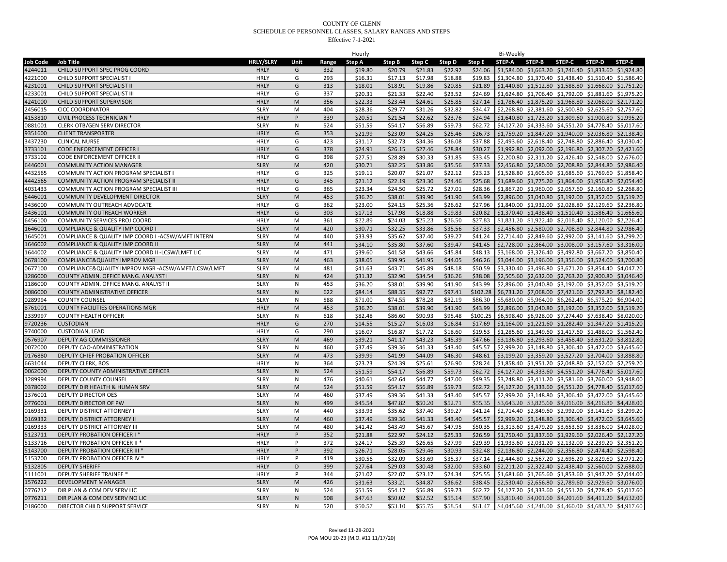COUNTY OF GLENN
SCHEDULE OF PERSONNEL CLASSES, SALARY RANGES AND STEPS
Effective 7-1-2021

| | | | | | Hourly | | | | | Bi-Weekly | | | | |
|---|---|---|---|---|---|---|---|---|---|---|---|---|---|---|
| Job Code | Job Title | HRLY/SLRY | Unit | Range | Step A | Step B | Step C | Step D | Step E | STEP-A | STEP-B | STEP-C | STEP-D | STEP-E |
| 4244011 | CHILD SUPPORT SPEC PROG COORD | HRLY | G | 332 | $19.80 | $20.79 | $21.83 | $22.92 | $24.06 | $1,584.00 | $1,663.20 | $1,746.40 | $1,833.60 | $1,924.80 |
| 4221000 | CHILD SUPPORT SPECIALIST I | HRLY | G | 293 | $16.31 | $17.13 | $17.98 | $18.88 | $19.83 | $1,304.80 | $1,370.40 | $1,438.40 | $1,510.40 | $1,586.40 |
| 4231001 | CHILD SUPPORT SPECIALIST II | HRLY | G | 313 | $18.01 | $18.91 | $19.86 | $20.85 | $21.89 | $1,440.80 | $1,512.80 | $1,588.80 | $1,668.00 | $1,751.20 |
| 4233001 | CHILD SUPPORT SPECIALIST III | HRLY | G | 337 | $20.31 | $21.33 | $22.40 | $23.52 | $24.69 | $1,624.80 | $1,706.40 | $1,792.00 | $1,881.60 | $1,975.20 |
| 4241000 | CHILD SUPPORT SUPERVISOR | HRLY | M | 356 | $22.33 | $23.44 | $24.61 | $25.85 | $27.14 | $1,786.40 | $1,875.20 | $1,968.80 | $2,068.00 | $2,171.20 |
| 2456015 | CICC COORDINATOR | SLRY | M | 404 | $28.36 | $29.77 | $31.26 | $32.82 | $34.47 | $2,268.80 | $2,381.60 | $2,500.80 | $2,625.60 | $2,757.60 |
| 4153810 | CIVIL PROCESS TECHNICIAN * | HRLY | P | 339 | $20.51 | $21.54 | $22.62 | $23.76 | $24.94 | $1,640.80 | $1,723.20 | $1,809.60 | $1,900.80 | $1,995.20 |
| 0881001 | CLERK OTB/GEN SERV DIRECTOR | SLRY | N | 524 | $51.59 | $54.17 | $56.89 | $59.73 | $62.72 | $4,127.20 | $4,333.60 | $4,551.20 | $4,778.40 | $5,017.60 |
| 9351600 | CLIENT TRANSPORTER | HRLY | G | 353 | $21.99 | $23.09 | $24.25 | $25.46 | $26.73 | $1,759.20 | $1,847.20 | $1,940.00 | $2,036.80 | $2,138.40 |
| 3437230 | CLINICAL NURSE | HRLY | G | 423 | $31.17 | $32.73 | $34.36 | $36.08 | $37.88 | $2,493.60 | $2,618.40 | $2,748.80 | $2,886.40 | $3,030.40 |
| 3733101 | CODE ENFORCEMENT OFFICER I | HRLY | G | 378 | $24.91 | $26.15 | $27.46 | $28.84 | $30.27 | $1,992.80 | $2,092.00 | $2,196.80 | $2,307.20 | $2,421.60 |
| 3733102 | CODE ENFORCEMENT OFFICER II | HRLY | G | 398 | $27.51 | $28.89 | $30.33 | $31.85 | $33.45 | $2,200.80 | $2,311.20 | $2,426.40 | $2,548.00 | $2,676.00 |
| 6446001 | COMMUNITY ACTION MANAGER | SLRY | M | 420 | $30.71 | $32.25 | $33.86 | $35.56 | $37.33 | $2,456.80 | $2,580.00 | $2,708.80 | $2,844.80 | $2,986.40 |
| 4432565 | COMMUNITY ACTION PROGRAM SPECIALIST I | HRLY | G | 325 | $19.11 | $20.07 | $21.07 | $22.12 | $23.23 | $1,528.80 | $1,605.60 | $1,685.60 | $1,769.60 | $1,858.40 |
| 4442565 | COMMUNITY ACTION PROGRAM SPECIALIST II | HRLY | G | 345 | $21.12 | $22.19 | $23.30 | $24.46 | $25.68 | $1,689.60 | $1,775.20 | $1,864.00 | $1,956.80 | $2,054.40 |
| 4031433 | COMMUNITY ACTION PROGRAM SPECIALIST III | HRLY | G | 365 | $23.34 | $24.50 | $25.72 | $27.01 | $28.36 | $1,867.20 | $1,960.00 | $2,057.60 | $2,160.80 | $2,268.80 |
| 5446001 | COMMUNITY DEVELOPMENT DIRECTOR | SLRY | M | 453 | $36.20 | $38.01 | $39.90 | $41.90 | $43.99 | $2,896.00 | $3,040.80 | $3,192.00 | $3,352.00 | $3,519.20 |
| 3436000 | COMMUNITY OUTREACH ADVOCATE | HRLY | G | 362 | $23.00 | $24.15 | $25.36 | $26.62 | $27.96 | $1,840.00 | $1,932.00 | $2,028.80 | $2,129.60 | $2,236.80 |
| 3436101 | COMMUNITY OUTREACH WORKER | HRLY | G | 303 | $17.13 | $17.98 | $18.88 | $19.83 | $20.82 | $1,370.40 | $1,438.40 | $1,510.40 | $1,586.40 | $1,665.60 |
| 6456100 | COMMUNITY SERVICES PROJ COORD | HRLY | M | 361 | $22.89 | $24.03 | $25.23 | $26.50 | $27.83 | $1,831.20 | $1,922.40 | $2,018.40 | $2,120.00 | $2,226.40 |
| 1646001 | COMPLIANCE & QUALITY IMP COORD I | SLRY | M | 420 | $30.71 | $32.25 | $33.86 | $35.56 | $37.33 | $2,456.80 | $2,580.00 | $2,708.80 | $2,844.80 | $2,986.40 |
| 1645001 | COMPLIANCE & QUALITY IMP COORD I -ACSW/AMFT INTERN | SLRY | M | 440 | $33.93 | $35.62 | $37.40 | $39.27 | $41.24 | $2,714.40 | $2,849.60 | $2,992.00 | $3,141.60 | $3,299.20 |
| 1646002 | COMPLIANCE & QUALITY IMP COORD II | SLRY | M | 441 | $34.10 | $35.80 | $37.60 | $39.47 | $41.45 | $2,728.00 | $2,864.00 | $3,008.00 | $3,157.60 | $3,316.00 |
| 1644002 | COMPLIANCE & QUALITY IMP COORD II -LCSW/LMFT LIC | SLRY | M | 471 | $39.60 | $41.58 | $43.66 | $45.84 | $48.13 | $3,168.00 | $3,326.40 | $3,492.80 | $3,667.20 | $3,850.40 |
| 0678100 | COMPLIANCE&QUALITY IMPROV MGR | SLRY | M | 463 | $38.05 | $39.95 | $41.95 | $44.05 | $46.26 | $3,044.00 | $3,196.00 | $3,356.00 | $3,524.00 | $3,700.80 |
| 0677100 | COMPLIANCE&QUALITY IMPROV MGR -ACSW/AMFT/LCSW/LMFT | SLRY | M | 481 | $41.63 | $43.71 | $45.89 | $48.18 | $50.59 | $3,330.40 | $3,496.80 | $3,671.20 | $3,854.40 | $4,047.20 |
| 1286000 | COUNTY ADMIN. OFFICE MANG. ANALYST I | SLRY | N | 424 | $31.32 | $32.90 | $34.54 | $36.26 | $38.08 | $2,505.60 | $2,632.00 | $2,763.20 | $2,900.80 | $3,046.40 |
| 1186000 | COUNTY ADMIN. OFFICE MANG. ANALYST II | SLRY | N | 453 | $36.20 | $38.01 | $39.90 | $41.90 | $43.99 | $2,896.00 | $3,040.80 | $3,192.00 | $3,352.00 | $3,519.20 |
| 0086000 | COUNTY ADMINISTRATIVE OFFICER | SLRY | N | 622 | $84.14 | $88.35 | $92.77 | $97.41 | $102.28 | $6,731.20 | $7,068.00 | $7,421.60 | $7,792.80 | $8,182.40 |
| 0289994 | COUNTY COUNSEL | SLRY | N | 588 | $71.00 | $74.55 | $78.28 | $82.19 | $86.30 | $5,680.00 | $5,964.00 | $6,262.40 | $6,575.20 | $6,904.00 |
| 8761001 | COUNTY FACILITIES OPERATIONS MGR | HRLY | M | 453 | $36.20 | $38.01 | $39.90 | $41.90 | $43.99 | $2,896.00 | $3,040.80 | $3,192.00 | $3,352.00 | $3,519.20 |
| 2339997 | COUNTY HEALTH OFFICER | SLRY | N | 618 | $82.48 | $86.60 | $90.93 | $95.48 | $100.25 | $6,598.40 | $6,928.00 | $7,274.40 | $7,638.40 | $8,020.00 |
| 9720236 | CUSTODIAN | HRLY | G | 270 | $14.55 | $15.27 | $16.03 | $16.84 | $17.69 | $1,164.00 | $1,221.60 | $1,282.40 | $1,347.20 | $1,415.20 |
| 9740000 | CUSTODIAN, LEAD | HRLY | G | 290 | $16.07 | $16.87 | $17.72 | $18.60 | $19.53 | $1,285.60 | $1,349.60 | $1,417.60 | $1,488.00 | $1,562.40 |
| 0576907 | DEPUTY AG COMMISSIONER | SLRY | M | 469 | $39.21 | $41.17 | $43.23 | $45.39 | $47.66 | $3,136.80 | $3,293.60 | $3,458.40 | $3,631.20 | $3,812.80 |
| 0072000 | DEPUTY CAO-ADMINISTRATION | SLRY | N | 460 | $37.49 | $39.36 | $41.33 | $43.40 | $45.57 | $2,999.20 | $3,148.80 | $3,306.40 | $3,472.00 | $3,645.60 |
| 0176880 | DEPUTY CHIEF PROBATION OFFICER | SLRY | M | 473 | $39.99 | $41.99 | $44.09 | $46.30 | $48.61 | $3,199.20 | $3,359.20 | $3,527.20 | $3,704.00 | $3,888.80 |
| 6631044 | DEPUTY CLERK, BOS | HRLY | N | 364 | $23.23 | $24.39 | $25.61 | $26.90 | $28.24 | $1,858.40 | $1,951.20 | $2,048.80 | $2,152.00 | $2,259.20 |
| 0062000 | DEPUTY COUNTY ADMINISTRATIVE OFFICER | SLRY | N | 524 | $51.59 | $54.17 | $56.89 | $59.73 | $62.72 | $4,127.20 | $4,333.60 | $4,551.20 | $4,778.40 | $5,017.60 |
| 1289994 | DEPUTY COUNTY COUNSEL | SLRY | N | 476 | $40.61 | $42.64 | $44.77 | $47.00 | $49.35 | $3,248.80 | $3,411.20 | $3,581.60 | $3,760.00 | $3,948.00 |
| 0378002 | DEPUTY DIR HEALTH & HUMAN SRV | SLRY | M | 524 | $51.59 | $54.17 | $56.89 | $59.73 | $62.72 | $4,127.20 | $4,333.60 | $4,551.20 | $4,778.40 | $5,017.60 |
| 1376001 | DEPUTY DIRECTOR OES | SLRY | M | 460 | $37.49 | $39.36 | $41.33 | $43.40 | $45.57 | $2,999.20 | $3,148.80 | $3,306.40 | $3,472.00 | $3,645.60 |
| 0776001 | DEPUTY DIRECTOR OF PW | SLRY | N | 499 | $45.54 | $47.82 | $50.20 | $52.71 | $55.35 | $3,643.20 | $3,825.60 | $4,016.00 | $4,216.80 | $4,428.00 |
| 0169331 | DEPUTY DISTRICT ATTORNEY I | SLRY | M | 440 | $33.93 | $35.62 | $37.40 | $39.27 | $41.24 | $2,714.40 | $2,849.60 | $2,992.00 | $3,141.60 | $3,299.20 |
| 0169332 | DEPUTY DISTRICT ATTORNEY II | SLRY | M | 460 | $37.49 | $39.36 | $41.33 | $43.40 | $45.57 | $2,999.20 | $3,148.80 | $3,306.40 | $3,472.00 | $3,645.60 |
| 0169333 | DEPUTY DISTRICT ATTORNEY III | SLRY | M | 480 | $41.42 | $43.49 | $45.67 | $47.95 | $50.35 | $3,313.60 | $3,479.20 | $3,653.60 | $3,836.00 | $4,028.00 |
| 5123711 | DEPUTY PROBATION OFFICER I * | HRLY | P | 352 | $21.88 | $22.97 | $24.12 | $25.33 | $26.59 | $1,750.40 | $1,837.60 | $1,929.60 | $2,026.40 | $2,127.20 |
| 5133716 | DEPUTY PROBATION OFFICER II * | HRLY | P | 372 | $24.17 | $25.39 | $26.65 | $27.99 | $29.39 | $1,933.60 | $2,031.20 | $2,132.00 | $2,239.20 | $2,351.20 |
| 5143700 | DEPUTY PROBATION OFFICER III * | HRLY | P | 392 | $26.71 | $28.05 | $29.46 | $30.93 | $32.48 | $2,136.80 | $2,244.00 | $2,356.80 | $2,474.40 | $2,598.40 |
| 5153700 | DEPUTY PROBATION OFFICER IV * | HRLY | P | 419 | $30.56 | $32.09 | $33.69 | $35.37 | $37.14 | $2,444.80 | $2,567.20 | $2,695.20 | $2,829.60 | $2,971.20 |
| 5132805 | DEPUTY SHERIFF | HRLY | D | 399 | $27.64 | $29.03 | $30.48 | $32.00 | $33.60 | $2,211.20 | $2,322.40 | $2,438.40 | $2,560.00 | $2,688.00 |
| 5111001 | DEPUTY SHERIFF TRAINEE * | HRLY | P | 344 | $21.02 | $22.07 | $23.17 | $24.34 | $25.55 | $1,681.60 | $1,765.60 | $1,853.60 | $1,947.20 | $2,044.00 |
| 1576222 | DEVELOPMENT MANAGER | SLRY | M | 426 | $31.63 | $33.21 | $34.87 | $36.62 | $38.45 | $2,530.40 | $2,656.80 | $2,789.60 | $2,929.60 | $3,076.00 |
| 0776212 | DIR PLAN & COM DEV SERV LIC | SLRY | N | 524 | $51.59 | $54.17 | $56.89 | $59.73 | $62.72 | $4,127.20 | $4,333.60 | $4,551.20 | $4,778.40 | $5,017.60 |
| 0776211 | DIR PLAN & COM DEV SERV NO LIC | SLRY | N | 508 | $47.63 | $50.02 | $52.52 | $55.14 | $57.90 | $3,810.40 | $4,001.60 | $4,201.60 | $4,411.20 | $4,632.00 |
| 0186000 | DIRECTOR CHILD SUPPORT SERVICE | SLRY | N | 520 | $50.57 | $53.10 | $55.75 | $58.54 | $61.47 | $4,045.60 | $4,248.00 | $4,460.00 | $4,683.20 | $4,917.60 |

Revised 11-28-2021
POA MOU 20-23 (M.O. #11 11/17/20)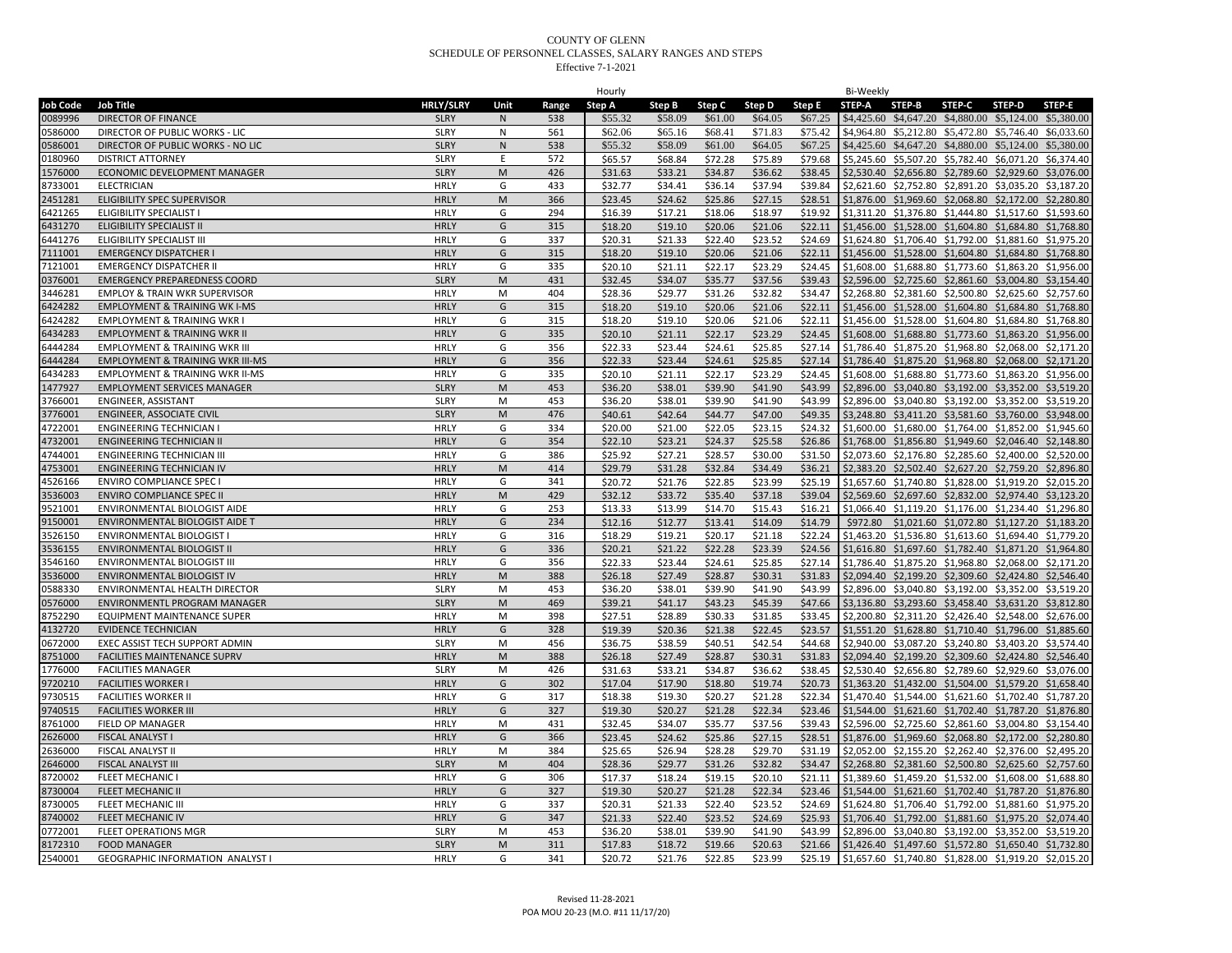COUNTY OF GLENN
SCHEDULE OF PERSONNEL CLASSES, SALARY RANGES AND STEPS
Effective 7-1-2021

| | | | | | Hourly | | | | | Bi-Weekly | | | | |
|---|---|---|---|---|---|---|---|---|---|---|---|---|---|---|
| **Job Code** | **Job Title** | **HRLY/SLRY** | **Unit** | **Range** | **Step A** | **Step B** | **Step C** | **Step D** | **Step E** | **STEP-A** | **STEP-B** | **STEP-C** | **STEP-D** | **STEP-E** |
| 0089996 | DIRECTOR OF FINANCE | SLRY | N | 538 | $55.32 | $58.09 | $61.00 | $64.05 | $67.25 | $4,425.60 | $4,647.20 | $4,880.00 | $5,124.00 | $5,380.00 |
| 0586000 | DIRECTOR OF PUBLIC WORKS - LIC | SLRY | N | 561 | $62.06 | $65.16 | $68.41 | $71.83 | $75.42 | $4,964.80 | $5,212.80 | $5,472.80 | $5,746.40 | $6,033.60 |
| 0586001 | DIRECTOR OF PUBLIC WORKS - NO LIC | SLRY | N | 538 | $55.32 | $58.09 | $61.00 | $64.05 | $67.25 | $4,425.60 | $4,647.20 | $4,880.00 | $5,124.00 | $5,380.00 |
| 0180960 | DISTRICT ATTORNEY | SLRY | E | 572 | $65.57 | $68.84 | $72.28 | $75.89 | $79.68 | $5,245.60 | $5,507.20 | $5,782.40 | $6,071.20 | $6,374.40 |
| 1576000 | ECONOMIC DEVELOPMENT MANAGER | SLRY | M | 426 | $31.63 | $33.21 | $34.87 | $36.62 | $38.45 | $2,530.40 | $2,656.80 | $2,789.60 | $2,929.60 | $3,076.00 |
| 8733001 | ELECTRICIAN | HRLY | G | 433 | $32.77 | $34.41 | $36.14 | $37.94 | $39.84 | $2,621.60 | $2,752.80 | $2,891.20 | $3,035.20 | $3,187.20 |
| 2451281 | ELIGIBILITY SPEC SUPERVISOR | HRLY | M | 366 | $23.45 | $24.62 | $25.86 | $27.15 | $28.51 | $1,876.00 | $1,969.60 | $2,068.80 | $2,172.00 | $2,280.80 |
| 6421265 | ELIGIBILITY SPECIALIST I | HRLY | G | 294 | $16.39 | $17.21 | $18.06 | $18.97 | $19.92 | $1,311.20 | $1,376.80 | $1,444.80 | $1,517.60 | $1,593.60 |
| 6431270 | ELIGIBILITY SPECIALIST II | HRLY | G | 315 | $18.20 | $19.10 | $20.06 | $21.06 | $22.11 | $1,456.00 | $1,528.00 | $1,604.80 | $1,684.80 | $1,768.80 |
| 6441276 | ELIGIBILITY SPECIALIST III | HRLY | G | 337 | $20.31 | $21.33 | $22.40 | $23.52 | $24.69 | $1,624.80 | $1,706.40 | $1,792.00 | $1,881.60 | $1,975.20 |
| 7111001 | EMERGENCY DISPATCHER I | HRLY | G | 315 | $18.20 | $19.10 | $20.06 | $21.06 | $22.11 | $1,456.00 | $1,528.00 | $1,604.80 | $1,684.80 | $1,768.80 |
| 7121001 | EMERGENCY DISPATCHER II | HRLY | G | 335 | $20.10 | $21.11 | $22.17 | $23.29 | $24.45 | $1,608.00 | $1,688.80 | $1,773.60 | $1,863.20 | $1,956.00 |
| 0376001 | EMERGENCY PREPAREDNESS COORD | SLRY | M | 431 | $32.45 | $34.07 | $35.77 | $37.56 | $39.43 | $2,596.00 | $2,725.60 | $2,861.60 | $3,004.80 | $3,154.40 |
| 3446281 | EMPLOY & TRAIN WKR SUPERVISOR | HRLY | M | 404 | $28.36 | $29.77 | $31.26 | $32.82 | $34.47 | $2,268.80 | $2,381.60 | $2,500.80 | $2,625.60 | $2,757.60 |
| 6424282 | EMPLOYMENT & TRAINING WK I-MS | HRLY | G | 315 | $18.20 | $19.10 | $20.06 | $21.06 | $22.11 | $1,456.00 | $1,528.00 | $1,604.80 | $1,684.80 | $1,768.80 |
| 6424282 | EMPLOYMENT & TRAINING WKR I | HRLY | G | 315 | $18.20 | $19.10 | $20.06 | $21.06 | $22.11 | $1,456.00 | $1,528.00 | $1,604.80 | $1,684.80 | $1,768.80 |
| 6434283 | EMPLOYMENT & TRAINING WKR II | HRLY | G | 335 | $20.10 | $21.11 | $22.17 | $23.29 | $24.45 | $1,608.00 | $1,688.80 | $1,773.60 | $1,863.20 | $1,956.00 |
| 6444284 | EMPLOYMENT & TRAINING WKR III | HRLY | G | 356 | $22.33 | $23.44 | $24.61 | $25.85 | $27.14 | $1,786.40 | $1,875.20 | $1,968.80 | $2,068.00 | $2,171.20 |
| 6444284 | EMPLOYMENT & TRAINING WKR III-MS | HRLY | G | 356 | $22.33 | $23.44 | $24.61 | $25.85 | $27.14 | $1,786.40 | $1,875.20 | $1,968.80 | $2,068.00 | $2,171.20 |
| 6434283 | EMPLOYMENT & TRAINING WKR II-MS | HRLY | G | 335 | $20.10 | $21.11 | $22.17 | $23.29 | $24.45 | $1,608.00 | $1,688.80 | $1,773.60 | $1,863.20 | $1,956.00 |
| 1477927 | EMPLOYMENT SERVICES MANAGER | SLRY | M | 453 | $36.20 | $38.01 | $39.90 | $41.90 | $43.99 | $2,896.00 | $3,040.80 | $3,192.00 | $3,352.00 | $3,519.20 |
| 3766001 | ENGINEER, ASSISTANT | SLRY | M | 453 | $36.20 | $38.01 | $39.90 | $41.90 | $43.99 | $2,896.00 | $3,040.80 | $3,192.00 | $3,352.00 | $3,519.20 |
| 3776001 | ENGINEER, ASSOCIATE CIVIL | SLRY | M | 476 | $40.61 | $42.64 | $44.77 | $47.00 | $49.35 | $3,248.80 | $3,411.20 | $3,581.60 | $3,760.00 | $3,948.00 |
| 4722001 | ENGINEERING TECHNICIAN I | HRLY | G | 334 | $20.00 | $21.00 | $22.05 | $23.15 | $24.32 | $1,600.00 | $1,680.00 | $1,764.00 | $1,852.00 | $1,945.60 |
| 4732001 | ENGINEERING TECHNICIAN II | HRLY | G | 354 | $22.10 | $23.21 | $24.37 | $25.58 | $26.86 | $1,768.00 | $1,856.80 | $1,949.60 | $2,046.40 | $2,148.80 |
| 4744001 | ENGINEERING TECHNICIAN III | HRLY | G | 386 | $25.92 | $27.21 | $28.57 | $30.00 | $31.50 | $2,073.60 | $2,176.80 | $2,285.60 | $2,400.00 | $2,520.00 |
| 4753001 | ENGINEERING TECHNICIAN IV | HRLY | M | 414 | $29.79 | $31.28 | $32.84 | $34.49 | $36.21 | $2,383.20 | $2,502.40 | $2,627.20 | $2,759.20 | $2,896.80 |
| 4526166 | ENVIRO COMPLIANCE SPEC I | HRLY | G | 341 | $20.72 | $21.76 | $22.85 | $23.99 | $25.19 | $1,657.60 | $1,740.80 | $1,828.00 | $1,919.20 | $2,015.20 |
| 3536003 | ENVIRO COMPLIANCE SPEC II | HRLY | M | 429 | $32.12 | $33.72 | $35.40 | $37.18 | $39.04 | $2,569.60 | $2,697.60 | $2,832.00 | $2,974.40 | $3,123.20 |
| 9521001 | ENVIRONMENTAL BIOLOGIST AIDE | HRLY | G | 253 | $13.33 | $13.99 | $14.70 | $15.43 | $16.21 | $1,066.40 | $1,119.20 | $1,176.00 | $1,234.40 | $1,296.80 |
| 9150001 | ENVIRONMENTAL BIOLOGIST AIDE T | HRLY | G | 234 | $12.16 | $12.77 | $13.41 | $14.09 | $14.79 | $972.80 | $1,021.60 | $1,072.80 | $1,127.20 | $1,183.20 |
| 3526150 | ENVIRONMENTAL BIOLOGIST I | HRLY | G | 316 | $18.29 | $19.21 | $20.17 | $21.18 | $22.24 | $1,463.20 | $1,536.80 | $1,613.60 | $1,694.40 | $1,779.20 |
| 3536155 | ENVIRONMENTAL BIOLOGIST II | HRLY | G | 336 | $20.21 | $21.22 | $22.28 | $23.39 | $24.56 | $1,616.80 | $1,697.60 | $1,782.40 | $1,871.20 | $1,964.80 |
| 3546160 | ENVIRONMENTAL BIOLOGIST III | HRLY | G | 356 | $22.33 | $23.44 | $24.61 | $25.85 | $27.14 | $1,786.40 | $1,875.20 | $1,968.80 | $2,068.00 | $2,171.20 |
| 3536000 | ENVIRONMENTAL BIOLOGIST IV | HRLY | M | 388 | $26.18 | $27.49 | $28.87 | $30.31 | $31.83 | $2,094.40 | $2,199.20 | $2,309.60 | $2,424.80 | $2,546.40 |
| 0588330 | ENVIRONMENTAL HEALTH DIRECTOR | SLRY | M | 453 | $36.20 | $38.01 | $39.90 | $41.90 | $43.99 | $2,896.00 | $3,040.80 | $3,192.00 | $3,352.00 | $3,519.20 |
| 0576000 | ENVIRONMENTL PROGRAM MANAGER | SLRY | M | 469 | $39.21 | $41.17 | $43.23 | $45.39 | $47.66 | $3,136.80 | $3,293.60 | $3,458.40 | $3,631.20 | $3,812.80 |
| 8752290 | EQUIPMENT MAINTENANCE SUPER | HRLY | M | 398 | $27.51 | $28.89 | $30.33 | $31.85 | $33.45 | $2,200.80 | $2,311.20 | $2,426.40 | $2,548.00 | $2,676.00 |
| 4132720 | EVIDENCE TECHNICIAN | HRLY | G | 328 | $19.39 | $20.36 | $21.38 | $22.45 | $23.57 | $1,551.20 | $1,628.80 | $1,710.40 | $1,796.00 | $1,885.60 |
| 0672000 | EXEC ASSIST TECH SUPPORT ADMIN | SLRY | M | 456 | $36.75 | $38.59 | $40.51 | $42.54 | $44.68 | $2,940.00 | $3,087.20 | $3,240.80 | $3,403.20 | $3,574.40 |
| 8751000 | FACILITIES MAINTENANCE SUPRV | HRLY | M | 388 | $26.18 | $27.49 | $28.87 | $30.31 | $31.83 | $2,094.40 | $2,199.20 | $2,309.60 | $2,424.80 | $2,546.40 |
| 1776000 | FACILITIES MANAGER | SLRY | M | 426 | $31.63 | $33.21 | $34.87 | $36.62 | $38.45 | $2,530.40 | $2,656.80 | $2,789.60 | $2,929.60 | $3,076.00 |
| 9720210 | FACILITIES WORKER I | HRLY | G | 302 | $17.04 | $17.90 | $18.80 | $19.74 | $20.73 | $1,363.20 | $1,432.00 | $1,504.00 | $1,579.20 | $1,658.40 |
| 9730515 | FACILITIES WORKER II | HRLY | G | 317 | $18.38 | $19.30 | $20.27 | $21.28 | $22.34 | $1,470.40 | $1,544.00 | $1,621.60 | $1,702.40 | $1,787.20 |
| 9740515 | FACILITIES WORKER III | HRLY | G | 327 | $19.30 | $20.27 | $21.28 | $22.34 | $23.46 | $1,544.00 | $1,621.60 | $1,702.40 | $1,787.20 | $1,876.80 |
| 8761000 | FIELD OP MANAGER | HRLY | M | 431 | $32.45 | $34.07 | $35.77 | $37.56 | $39.43 | $2,596.00 | $2,725.60 | $2,861.60 | $3,004.80 | $3,154.40 |
| 2626000 | FISCAL ANALYST I | HRLY | G | 366 | $23.45 | $24.62 | $25.86 | $27.15 | $28.51 | $1,876.00 | $1,969.60 | $2,068.80 | $2,172.00 | $2,280.80 |
| 2636000 | FISCAL ANALYST II | HRLY | M | 384 | $25.65 | $26.94 | $28.28 | $29.70 | $31.19 | $2,052.00 | $2,155.20 | $2,262.40 | $2,376.00 | $2,495.20 |
| 2646000 | FISCAL ANALYST III | SLRY | M | 404 | $28.36 | $29.77 | $31.26 | $32.82 | $34.47 | $2,268.80 | $2,381.60 | $2,500.80 | $2,625.60 | $2,757.60 |
| 8720002 | FLEET MECHANIC I | HRLY | G | 306 | $17.37 | $18.24 | $19.15 | $20.10 | $21.11 | $1,389.60 | $1,459.20 | $1,532.00 | $1,608.00 | $1,688.80 |
| 8730004 | FLEET MECHANIC II | HRLY | G | 327 | $19.30 | $20.27 | $21.28 | $22.34 | $23.46 | $1,544.00 | $1,621.60 | $1,702.40 | $1,787.20 | $1,876.80 |
| 8730005 | FLEET MECHANIC III | HRLY | G | 337 | $20.31 | $21.33 | $22.40 | $23.52 | $24.69 | $1,624.80 | $1,706.40 | $1,792.00 | $1,881.60 | $1,975.20 |
| 8740002 | FLEET MECHANIC IV | HRLY | G | 347 | $21.33 | $22.40 | $23.52 | $24.69 | $25.93 | $1,706.40 | $1,792.00 | $1,881.60 | $1,975.20 | $2,074.40 |
| 0772001 | FLEET OPERATIONS MGR | SLRY | M | 453 | $36.20 | $38.01 | $39.90 | $41.90 | $43.99 | $2,896.00 | $3,040.80 | $3,192.00 | $3,352.00 | $3,519.20 |
| 8172310 | FOOD MANAGER | SLRY | M | 311 | $17.83 | $18.72 | $19.66 | $20.63 | $21.66 | $1,426.40 | $1,497.60 | $1,572.80 | $1,650.40 | $1,732.80 |
| 2540001 | GEOGRAPHIC INFORMATION ANALYST I | HRLY | G | 341 | $20.72 | $21.76 | $22.85 | $23.99 | $25.19 | $1,657.60 | $1,740.80 | $1,828.00 | $1,919.20 | $2,015.20 |

Revised 11-28-2021
POA MOU 20-23 (M.O. #11 11/17/20)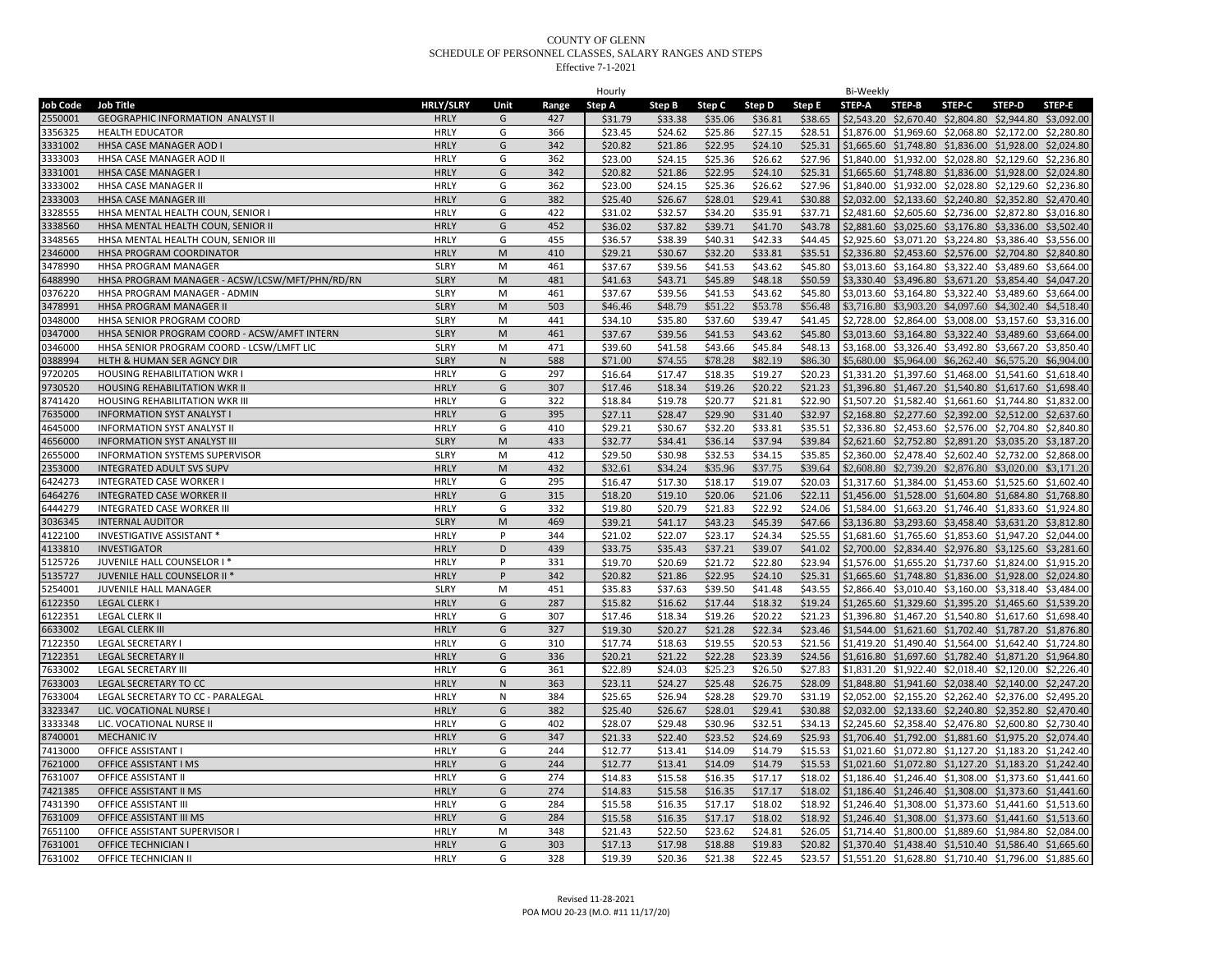COUNTY OF GLENN
SCHEDULE OF PERSONNEL CLASSES, SALARY RANGES AND STEPS
Effective 7-1-2021

| | | | | | Hourly | | | | | Bi-Weekly | | | | |
|---|---|---|---|---|---|---|---|---|---|---|---|---|---|---|
| **Job Code** | **Job Title** | **HRLY/SLRY** | **Unit** | **Range** | **Step A** | **Step B** | **Step C** | **Step D** | **Step E** | **STEP-A** | **STEP-B** | **STEP-C** | **STEP-D** | **STEP-E** |
| 2550001 | GEOGRAPHIC INFORMATION ANALYST II | HRLY | G | 427 | $31.79 | $33.38 | $35.06 | $36.81 | $38.65 | $2,543.20 | $2,670.40 | $2,804.80 | $2,944.80 | $3,092.00 |
| 3356325 | HEALTH EDUCATOR | HRLY | G | 366 | $23.45 | $24.62 | $25.86 | $27.15 | $28.51 | $1,876.00 | $1,969.60 | $2,068.80 | $2,172.00 | $2,280.80 |
| 3331002 | HHSA CASE MANAGER AOD I | HRLY | G | 342 | $20.82 | $21.86 | $22.95 | $24.10 | $25.31 | $1,665.60 | $1,748.80 | $1,836.00 | $1,928.00 | $2,024.80 |
| 3333003 | HHSA CASE MANAGER AOD II | HRLY | G | 362 | $23.00 | $24.15 | $25.36 | $26.62 | $27.96 | $1,840.00 | $1,932.00 | $2,028.80 | $2,129.60 | $2,236.80 |
| 3331001 | HHSA CASE MANAGER I | HRLY | G | 342 | $20.82 | $21.86 | $22.95 | $24.10 | $25.31 | $1,665.60 | $1,748.80 | $1,836.00 | $1,928.00 | $2,024.80 |
| 3333002 | HHSA CASE MANAGER II | HRLY | G | 362 | $23.00 | $24.15 | $25.36 | $26.62 | $27.96 | $1,840.00 | $1,932.00 | $2,028.80 | $2,129.60 | $2,236.80 |
| 2333003 | HHSA CASE MANAGER III | HRLY | G | 382 | $25.40 | $26.67 | $28.01 | $29.41 | $30.88 | $2,032.00 | $2,133.60 | $2,240.80 | $2,352.80 | $2,470.40 |
| 3328555 | HHSA MENTAL HEALTH COUN, SENIOR I | HRLY | G | 422 | $31.02 | $32.57 | $34.20 | $35.91 | $37.71 | $2,481.60 | $2,605.60 | $2,736.00 | $2,872.80 | $3,016.80 |
| 3338560 | HHSA MENTAL HEALTH COUN, SENIOR II | HRLY | G | 452 | $36.02 | $37.82 | $39.71 | $41.70 | $43.78 | $2,881.60 | $3,025.60 | $3,176.80 | $3,336.00 | $3,502.40 |
| 3348565 | HHSA MENTAL HEALTH COUN, SENIOR III | HRLY | G | 455 | $36.57 | $38.39 | $40.31 | $42.33 | $44.45 | $2,925.60 | $3,071.20 | $3,224.80 | $3,386.40 | $3,556.00 |
| 2346000 | HHSA PROGRAM COORDINATOR | HRLY | M | 410 | $29.21 | $30.67 | $32.20 | $33.81 | $35.51 | $2,336.80 | $2,453.60 | $2,576.00 | $2,704.80 | $2,840.80 |
| 3478990 | HHSA PROGRAM MANAGER | SLRY | M | 461 | $37.67 | $39.56 | $41.53 | $43.62 | $45.80 | $3,013.60 | $3,164.80 | $3,322.40 | $3,489.60 | $3,664.00 |
| 6488990 | HHSA PROGRAM MANAGER - ACSW/LCSW/MFT/PHN/RD/RN | SLRY | M | 481 | $41.63 | $43.71 | $45.89 | $48.18 | $50.59 | $3,330.40 | $3,496.80 | $3,671.20 | $3,854.40 | $4,047.20 |
| 0376220 | HHSA PROGRAM MANAGER - ADMIN | SLRY | M | 461 | $37.67 | $39.56 | $41.53 | $43.62 | $45.80 | $3,013.60 | $3,164.80 | $3,322.40 | $3,489.60 | $3,664.00 |
| 3478991 | HHSA PROGRAM MANAGER II | SLRY | M | 503 | $46.46 | $48.79 | $51.22 | $53.78 | $56.48 | $3,716.80 | $3,903.20 | $4,097.60 | $4,302.40 | $4,518.40 |
| 0348000 | HHSA SENIOR PROGRAM COORD | SLRY | M | 441 | $34.10 | $35.80 | $37.60 | $39.47 | $41.45 | $2,728.00 | $2,864.00 | $3,008.00 | $3,157.60 | $3,316.00 |
| 0347000 | HHSA SENIOR PROGRAM COORD - ACSW/AMFT INTERN | SLRY | M | 461 | $37.67 | $39.56 | $41.53 | $43.62 | $45.80 | $3,013.60 | $3,164.80 | $3,322.40 | $3,489.60 | $3,664.00 |
| 0346000 | HHSA SENIOR PROGRAM COORD - LCSW/LMFT LIC | SLRY | M | 471 | $39.60 | $41.58 | $43.66 | $45.84 | $48.13 | $3,168.00 | $3,326.40 | $3,492.80 | $3,667.20 | $3,850.40 |
| 0388994 | HLTH & HUMAN SER AGNCY DIR | SLRY | N | 588 | $71.00 | $74.55 | $78.28 | $82.19 | $86.30 | $5,680.00 | $5,964.00 | $6,262.40 | $6,575.20 | $6,904.00 |
| 9720205 | HOUSING REHABILITATION WKR I | HRLY | G | 297 | $16.64 | $17.47 | $18.35 | $19.27 | $20.23 | $1,331.20 | $1,397.60 | $1,468.00 | $1,541.60 | $1,618.40 |
| 9730520 | HOUSING REHABILITATION WKR II | HRLY | G | 307 | $17.46 | $18.34 | $19.26 | $20.22 | $21.23 | $1,396.80 | $1,467.20 | $1,540.80 | $1,617.60 | $1,698.40 |
| 8741420 | HOUSING REHABILITATION WKR III | HRLY | G | 322 | $18.84 | $19.78 | $20.77 | $21.81 | $22.90 | $1,507.20 | $1,582.40 | $1,661.60 | $1,744.80 | $1,832.00 |
| 7635000 | INFORMATION SYST ANALYST I | HRLY | G | 395 | $27.11 | $28.47 | $29.90 | $31.40 | $32.97 | $2,168.80 | $2,277.60 | $2,392.00 | $2,512.00 | $2,637.60 |
| 4645000 | INFORMATION SYST ANALYST II | HRLY | G | 410 | $29.21 | $30.67 | $32.20 | $33.81 | $35.51 | $2,336.80 | $2,453.60 | $2,576.00 | $2,704.80 | $2,840.80 |
| 4656000 | INFORMATION SYST ANALYST III | SLRY | M | 433 | $32.77 | $34.41 | $36.14 | $37.94 | $39.84 | $2,621.60 | $2,752.80 | $2,891.20 | $3,035.20 | $3,187.20 |
| 2655000 | INFORMATION SYSTEMS SUPERVISOR | SLRY | M | 412 | $29.50 | $30.98 | $32.53 | $34.15 | $35.85 | $2,360.00 | $2,478.40 | $2,602.40 | $2,732.00 | $2,868.00 |
| 2353000 | INTEGRATED ADULT SVS SUPV | HRLY | M | 432 | $32.61 | $34.24 | $35.96 | $37.75 | $39.64 | $2,608.80 | $2,739.20 | $2,876.80 | $3,020.00 | $3,171.20 |
| 6424273 | INTEGRATED CASE WORKER I | HRLY | G | 295 | $16.47 | $17.30 | $18.17 | $19.07 | $20.03 | $1,317.60 | $1,384.00 | $1,453.60 | $1,525.60 | $1,602.40 |
| 6464276 | INTEGRATED CASE WORKER II | HRLY | G | 315 | $18.20 | $19.10 | $20.06 | $21.06 | $22.11 | $1,456.00 | $1,528.00 | $1,604.80 | $1,684.80 | $1,768.80 |
| 6444279 | INTEGRATED CASE WORKER III | HRLY | G | 332 | $19.80 | $20.79 | $21.83 | $22.92 | $24.06 | $1,584.00 | $1,663.20 | $1,746.40 | $1,833.60 | $1,924.80 |
| 3036345 | INTERNAL AUDITOR | SLRY | M | 469 | $39.21 | $41.17 | $43.23 | $45.39 | $47.66 | $3,136.80 | $3,293.60 | $3,458.40 | $3,631.20 | $3,812.80 |
| 4122100 | INVESTIGATIVE ASSISTANT * | HRLY | P | 344 | $21.02 | $22.07 | $23.17 | $24.34 | $25.55 | $1,681.60 | $1,765.60 | $1,853.60 | $1,947.20 | $2,044.00 |
| 4133810 | INVESTIGATOR | HRLY | D | 439 | $33.75 | $35.43 | $37.21 | $39.07 | $41.02 | $2,700.00 | $2,834.40 | $2,976.80 | $3,125.60 | $3,281.60 |
| 5125726 | JUVENILE HALL COUNSELOR I * | HRLY | P | 331 | $19.70 | $20.69 | $21.72 | $22.80 | $23.94 | $1,576.00 | $1,655.20 | $1,737.60 | $1,824.00 | $1,915.20 |
| 5135727 | JUVENILE HALL COUNSELOR II * | HRLY | P | 342 | $20.82 | $21.86 | $22.95 | $24.10 | $25.31 | $1,665.60 | $1,748.80 | $1,836.00 | $1,928.00 | $2,024.80 |
| 5254001 | JUVENILE HALL MANAGER | SLRY | M | 451 | $35.83 | $37.63 | $39.50 | $41.48 | $43.55 | $2,866.40 | $3,010.40 | $3,160.00 | $3,318.40 | $3,484.00 |
| 6122350 | LEGAL CLERK I | HRLY | G | 287 | $15.82 | $16.62 | $17.44 | $18.32 | $19.24 | $1,265.60 | $1,329.60 | $1,395.20 | $1,465.60 | $1,539.20 |
| 6122351 | LEGAL CLERK II | HRLY | G | 307 | $17.46 | $18.34 | $19.26 | $20.22 | $21.23 | $1,396.80 | $1,467.20 | $1,540.80 | $1,617.60 | $1,698.40 |
| 6633002 | LEGAL CLERK III | HRLY | G | 327 | $19.30 | $20.27 | $21.28 | $22.34 | $23.46 | $1,544.00 | $1,621.60 | $1,702.40 | $1,787.20 | $1,876.80 |
| 7122350 | LEGAL SECRETARY I | HRLY | G | 310 | $17.74 | $18.63 | $19.55 | $20.53 | $21.56 | $1,419.20 | $1,490.40 | $1,564.00 | $1,642.40 | $1,724.80 |
| 7122351 | LEGAL SECRETARY II | HRLY | G | 336 | $20.21 | $21.22 | $22.28 | $23.39 | $24.56 | $1,616.80 | $1,697.60 | $1,782.40 | $1,871.20 | $1,964.80 |
| 7633002 | LEGAL SECRETARY III | HRLY | G | 361 | $22.89 | $24.03 | $25.23 | $26.50 | $27.83 | $1,831.20 | $1,922.40 | $2,018.40 | $2,120.00 | $2,226.40 |
| 7633003 | LEGAL SECRETARY TO CC | HRLY | N | 363 | $23.11 | $24.27 | $25.48 | $26.75 | $28.09 | $1,848.80 | $1,941.60 | $2,038.40 | $2,140.00 | $2,247.20 |
| 7633004 | LEGAL SECRETARY TO CC - PARALEGAL | HRLY | N | 384 | $25.65 | $26.94 | $28.28 | $29.70 | $31.19 | $2,052.00 | $2,155.20 | $2,262.40 | $2,376.00 | $2,495.20 |
| 3323347 | LIC. VOCATIONAL NURSE I | HRLY | G | 382 | $25.40 | $26.67 | $28.01 | $29.41 | $30.88 | $2,032.00 | $2,133.60 | $2,240.80 | $2,352.80 | $2,470.40 |
| 3333348 | LIC. VOCATIONAL NURSE II | HRLY | G | 402 | $28.07 | $29.48 | $30.96 | $32.51 | $34.13 | $2,245.60 | $2,358.40 | $2,476.80 | $2,600.80 | $2,730.40 |
| 8740001 | MECHANIC IV | HRLY | G | 347 | $21.33 | $22.40 | $23.52 | $24.69 | $25.93 | $1,706.40 | $1,792.00 | $1,881.60 | $1,975.20 | $2,074.40 |
| 7413000 | OFFICE ASSISTANT I | HRLY | G | 244 | $12.77 | $13.41 | $14.09 | $14.79 | $15.53 | $1,021.60 | $1,072.80 | $1,127.20 | $1,183.20 | $1,242.40 |
| 7621000 | OFFICE ASSISTANT I MS | HRLY | G | 244 | $12.77 | $13.41 | $14.09 | $14.79 | $15.53 | $1,021.60 | $1,072.80 | $1,127.20 | $1,183.20 | $1,242.40 |
| 7631007 | OFFICE ASSISTANT II | HRLY | G | 274 | $14.83 | $15.58 | $16.35 | $17.17 | $18.02 | $1,186.40 | $1,246.40 | $1,308.00 | $1,373.60 | $1,441.60 |
| 7421385 | OFFICE ASSISTANT II MS | HRLY | G | 274 | $14.83 | $15.58 | $16.35 | $17.17 | $18.02 | $1,186.40 | $1,246.40 | $1,308.00 | $1,373.60 | $1,441.60 |
| 7431390 | OFFICE ASSISTANT III | HRLY | G | 284 | $15.58 | $16.35 | $17.17 | $18.02 | $18.92 | $1,246.40 | $1,308.00 | $1,373.60 | $1,441.60 | $1,513.60 |
| 7631009 | OFFICE ASSISTANT III MS | HRLY | G | 284 | $15.58 | $16.35 | $17.17 | $18.02 | $18.92 | $1,246.40 | $1,308.00 | $1,373.60 | $1,441.60 | $1,513.60 |
| 7651100 | OFFICE ASSISTANT SUPERVISOR I | HRLY | M | 348 | $21.43 | $22.50 | $23.62 | $24.81 | $26.05 | $1,714.40 | $1,800.00 | $1,889.60 | $1,984.80 | $2,084.00 |
| 7631001 | OFFICE TECHNICIAN I | HRLY | G | 303 | $17.13 | $17.98 | $18.88 | $19.83 | $20.82 | $1,370.40 | $1,438.40 | $1,510.40 | $1,586.40 | $1,665.60 |
| 7631002 | OFFICE TECHNICIAN II | HRLY | G | 328 | $19.39 | $20.36 | $21.38 | $22.45 | $23.57 | $1,551.20 | $1,628.80 | $1,710.40 | $1,796.00 | $1,885.60 |

Revised 11-28-2021
POA MOU 20-23 (M.O. #11 11/17/20)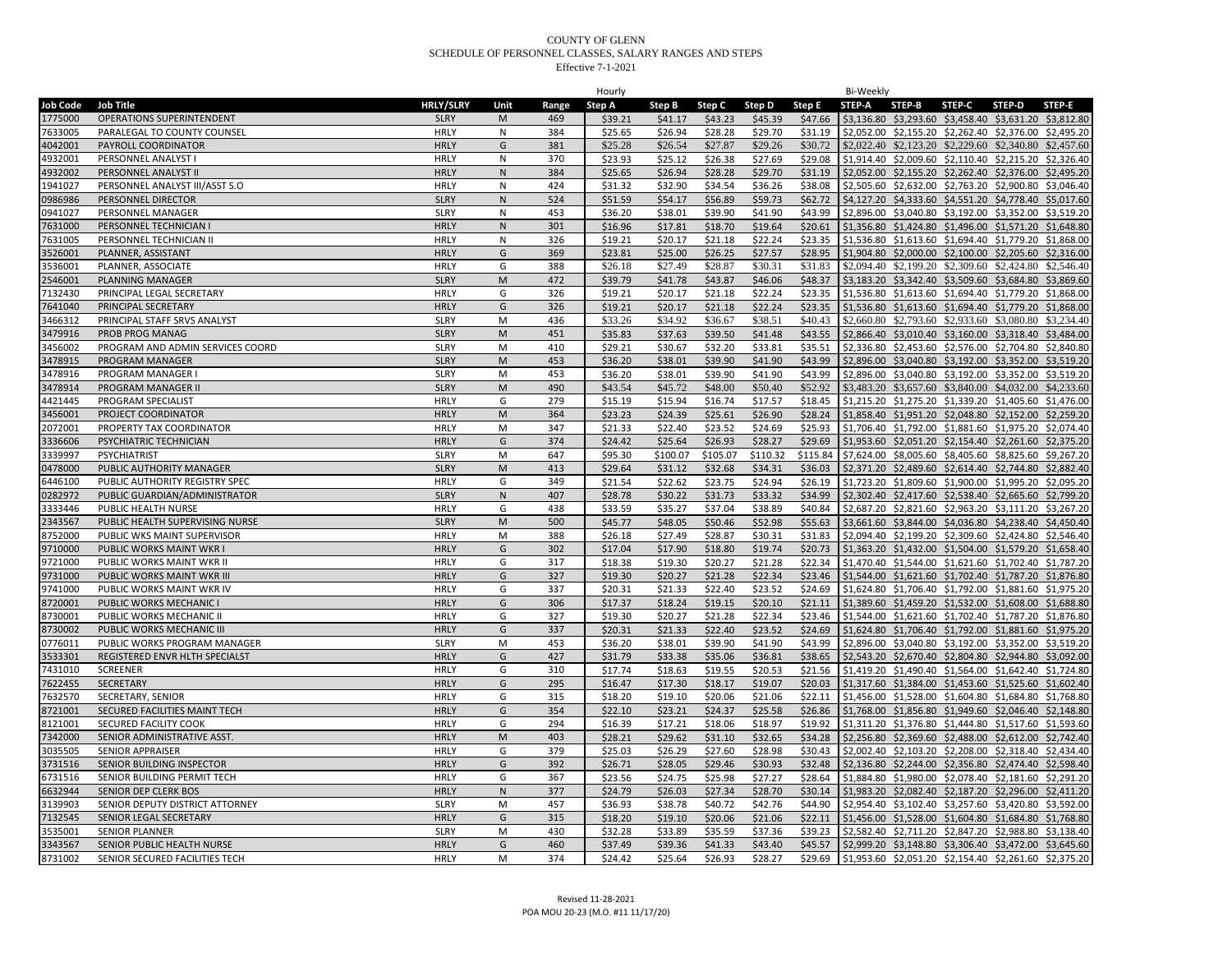COUNTY OF GLENN
SCHEDULE OF PERSONNEL CLASSES, SALARY RANGES AND STEPS
Effective 7-1-2021

| | | | | | Hourly | | | | | Bi-Weekly | | | | |
|---|---|---|---|---|---|---|---|---|---|---|---|---|---|---|
| Job Code | Job Title | HRLY/SLRY | Unit | Range | Step A | Step B | Step C | Step D | Step E | STEP-A | STEP-B | STEP-C | STEP-D | STEP-E |
| 1775000 | OPERATIONS SUPERINTENDENT | SLRY | M | 469 | $39.21 | $41.17 | $43.23 | $45.39 | $47.66 | $3,136.80 | $3,293.60 | $3,458.40 | $3,631.20 | $3,812.80 |
| 7633005 | PARALEGAL TO COUNTY COUNSEL | HRLY | N | 384 | $25.65 | $26.94 | $28.28 | $29.70 | $31.19 | $2,052.00 | $2,155.20 | $2,262.40 | $2,376.00 | $2,495.20 |
| 4042001 | PAYROLL COORDINATOR | HRLY | G | 381 | $25.28 | $26.54 | $27.87 | $29.26 | $30.72 | $2,022.40 | $2,123.20 | $2,229.60 | $2,340.80 | $2,457.60 |
| 4932001 | PERSONNEL ANALYST I | HRLY | N | 370 | $23.93 | $25.12 | $26.38 | $27.69 | $29.08 | $1,914.40 | $2,009.60 | $2,110.40 | $2,215.20 | $2,326.40 |
| 4932002 | PERSONNEL ANALYST II | HRLY | N | 384 | $25.65 | $26.94 | $28.28 | $29.70 | $31.19 | $2,052.00 | $2,155.20 | $2,262.40 | $2,376.00 | $2,495.20 |
| 1941027 | PERSONNEL ANALYST III/ASST S.O | HRLY | N | 424 | $31.32 | $32.90 | $34.54 | $36.26 | $38.08 | $2,505.60 | $2,632.00 | $2,763.20 | $2,900.80 | $3,046.40 |
| 0986986 | PERSONNEL DIRECTOR | SLRY | N | 524 | $51.59 | $54.17 | $56.89 | $59.73 | $62.72 | $4,127.20 | $4,333.60 | $4,551.20 | $4,778.40 | $5,017.60 |
| 0941027 | PERSONNEL MANAGER | SLRY | N | 453 | $36.20 | $38.01 | $39.90 | $41.90 | $43.99 | $2,896.00 | $3,040.80 | $3,192.00 | $3,352.00 | $3,519.20 |
| 7631000 | PERSONNEL TECHNICIAN I | HRLY | N | 301 | $16.96 | $17.81 | $18.70 | $19.64 | $20.61 | $1,356.80 | $1,424.80 | $1,496.00 | $1,571.20 | $1,648.80 |
| 7631005 | PERSONNEL TECHNICIAN II | HRLY | N | 326 | $19.21 | $20.17 | $21.18 | $22.24 | $23.35 | $1,536.80 | $1,613.60 | $1,694.40 | $1,779.20 | $1,868.00 |
| 3526001 | PLANNER, ASSISTANT | HRLY | G | 369 | $23.81 | $25.00 | $26.25 | $27.57 | $28.95 | $1,904.80 | $2,000.00 | $2,100.00 | $2,205.60 | $2,316.00 |
| 3536001 | PLANNER, ASSOCIATE | HRLY | G | 388 | $26.18 | $27.49 | $28.87 | $30.31 | $31.83 | $2,094.40 | $2,199.20 | $2,309.60 | $2,424.80 | $2,546.40 |
| 2546001 | PLANNING MANAGER | SLRY | M | 472 | $39.79 | $41.78 | $43.87 | $46.06 | $48.37 | $3,183.20 | $3,342.40 | $3,509.60 | $3,684.80 | $3,869.60 |
| 7132430 | PRINCIPAL LEGAL SECRETARY | HRLY | G | 326 | $19.21 | $20.17 | $21.18 | $22.24 | $23.35 | $1,536.80 | $1,613.60 | $1,694.40 | $1,779.20 | $1,868.00 |
| 7641040 | PRINCIPAL SECRETARY | HRLY | G | 326 | $19.21 | $20.17 | $21.18 | $22.24 | $23.35 | $1,536.80 | $1,613.60 | $1,694.40 | $1,779.20 | $1,868.00 |
| 3466312 | PRINCIPAL STAFF SRVS ANALYST | SLRY | M | 436 | $33.26 | $34.92 | $36.67 | $38.51 | $40.43 | $2,660.80 | $2,793.60 | $2,933.60 | $3,080.80 | $3,234.40 |
| 3479916 | PROB PROG MANAG | SLRY | M | 451 | $35.83 | $37.63 | $39.50 | $41.48 | $43.55 | $2,866.40 | $3,010.40 | $3,160.00 | $3,318.40 | $3,484.00 |
| 3456002 | PROGRAM AND ADMIN SERVICES COORD | SLRY | M | 410 | $29.21 | $30.67 | $32.20 | $33.81 | $35.51 | $2,336.80 | $2,453.60 | $2,576.00 | $2,704.80 | $2,840.80 |
| 3478915 | PROGRAM MANAGER | SLRY | M | 453 | $36.20 | $38.01 | $39.90 | $41.90 | $43.99 | $2,896.00 | $3,040.80 | $3,192.00 | $3,352.00 | $3,519.20 |
| 3478916 | PROGRAM MANAGER I | SLRY | M | 453 | $36.20 | $38.01 | $39.90 | $41.90 | $43.99 | $2,896.00 | $3,040.80 | $3,192.00 | $3,352.00 | $3,519.20 |
| 3478914 | PROGRAM MANAGER II | SLRY | M | 490 | $43.54 | $45.72 | $48.00 | $50.40 | $52.92 | $3,483.20 | $3,657.60 | $3,840.00 | $4,032.00 | $4,233.60 |
| 4421445 | PROGRAM SPECIALIST | HRLY | G | 279 | $15.19 | $15.94 | $16.74 | $17.57 | $18.45 | $1,215.20 | $1,275.20 | $1,339.20 | $1,405.60 | $1,476.00 |
| 3456001 | PROJECT COORDINATOR | HRLY | M | 364 | $23.23 | $24.39 | $25.61 | $26.90 | $28.24 | $1,858.40 | $1,951.20 | $2,048.80 | $2,152.00 | $2,259.20 |
| 2072001 | PROPERTY TAX COORDINATOR | HRLY | M | 347 | $21.33 | $22.40 | $23.52 | $24.69 | $25.93 | $1,706.40 | $1,792.00 | $1,881.60 | $1,975.20 | $2,074.40 |
| 3336606 | PSYCHIATRIC TECHNICIAN | HRLY | G | 374 | $24.42 | $25.64 | $26.93 | $28.27 | $29.69 | $1,953.60 | $2,051.20 | $2,154.40 | $2,261.60 | $2,375.20 |
| 3339997 | PSYCHIATRIST | SLRY | M | 647 | $95.30 | $100.07 | $105.07 | $110.32 | $115.84 | $7,624.00 | $8,005.60 | $8,405.60 | $8,825.60 | $9,267.20 |
| 0478000 | PUBLIC AUTHORITY MANAGER | SLRY | M | 413 | $29.64 | $31.12 | $32.68 | $34.31 | $36.03 | $2,371.20 | $2,489.60 | $2,614.40 | $2,744.80 | $2,882.40 |
| 6446100 | PUBLIC AUTHORITY REGISTRY SPEC | HRLY | G | 349 | $21.54 | $22.62 | $23.75 | $24.94 | $26.19 | $1,723.20 | $1,809.60 | $1,900.00 | $1,995.20 | $2,095.20 |
| 0282972 | PUBLIC GUARDIAN/ADMINISTRATOR | SLRY | N | 407 | $28.78 | $30.22 | $31.73 | $33.32 | $34.99 | $2,302.40 | $2,417.60 | $2,538.40 | $2,665.60 | $2,799.20 |
| 3333446 | PUBLIC HEALTH NURSE | HRLY | G | 438 | $33.59 | $35.27 | $37.04 | $38.89 | $40.84 | $2,687.20 | $2,821.60 | $2,963.20 | $3,111.20 | $3,267.20 |
| 2343567 | PUBLIC HEALTH SUPERVISING NURSE | SLRY | M | 500 | $45.77 | $48.05 | $50.46 | $52.98 | $55.63 | $3,661.60 | $3,844.00 | $4,036.80 | $4,238.40 | $4,450.40 |
| 8752000 | PUBLIC WKS MAINT SUPERVISOR | HRLY | M | 388 | $26.18 | $27.49 | $28.87 | $30.31 | $31.83 | $2,094.40 | $2,199.20 | $2,309.60 | $2,424.80 | $2,546.40 |
| 9710000 | PUBLIC WORKS MAINT WKR I | HRLY | G | 302 | $17.04 | $17.90 | $18.80 | $19.74 | $20.73 | $1,363.20 | $1,432.00 | $1,504.00 | $1,579.20 | $1,658.40 |
| 9721000 | PUBLIC WORKS MAINT WKR II | HRLY | G | 317 | $18.38 | $19.30 | $20.27 | $21.28 | $22.34 | $1,470.40 | $1,544.00 | $1,621.60 | $1,702.40 | $1,787.20 |
| 9731000 | PUBLIC WORKS MAINT WKR III | HRLY | G | 327 | $19.30 | $20.27 | $21.28 | $22.34 | $23.46 | $1,544.00 | $1,621.60 | $1,702.40 | $1,787.20 | $1,876.80 |
| 9741000 | PUBLIC WORKS MAINT WKR IV | HRLY | G | 337 | $20.31 | $21.33 | $22.40 | $23.52 | $24.69 | $1,624.80 | $1,706.40 | $1,792.00 | $1,881.60 | $1,975.20 |
| 8720001 | PUBLIC WORKS MECHANIC I | HRLY | G | 306 | $17.37 | $18.24 | $19.15 | $20.10 | $21.11 | $1,389.60 | $1,459.20 | $1,532.00 | $1,608.00 | $1,688.80 |
| 8730001 | PUBLIC WORKS MECHANIC II | HRLY | G | 327 | $19.30 | $20.27 | $21.28 | $22.34 | $23.46 | $1,544.00 | $1,621.60 | $1,702.40 | $1,787.20 | $1,876.80 |
| 8730002 | PUBLIC WORKS MECHANIC III | HRLY | G | 337 | $20.31 | $21.33 | $22.40 | $23.52 | $24.69 | $1,624.80 | $1,706.40 | $1,792.00 | $1,881.60 | $1,975.20 |
| 0776011 | PUBLIC WORKS PROGRAM MANAGER | SLRY | M | 453 | $36.20 | $38.01 | $39.90 | $41.90 | $43.99 | $2,896.00 | $3,040.80 | $3,192.00 | $3,352.00 | $3,519.20 |
| 3533301 | REGISTERED ENVR HLTH SPECIALST | HRLY | G | 427 | $31.79 | $33.38 | $35.06 | $36.81 | $38.65 | $2,543.20 | $2,670.40 | $2,804.80 | $2,944.80 | $3,092.00 |
| 7431010 | SCREENER | HRLY | G | 310 | $17.74 | $18.63 | $19.55 | $20.53 | $21.56 | $1,419.20 | $1,490.40 | $1,564.00 | $1,642.40 | $1,724.80 |
| 7622455 | SECRETARY | HRLY | G | 295 | $16.47 | $17.30 | $18.17 | $19.07 | $20.03 | $1,317.60 | $1,384.00 | $1,453.60 | $1,525.60 | $1,602.40 |
| 7632570 | SECRETARY, SENIOR | HRLY | G | 315 | $18.20 | $19.10 | $20.06 | $21.06 | $22.11 | $1,456.00 | $1,528.00 | $1,604.80 | $1,684.80 | $1,768.80 |
| 8721001 | SECURED FACILITIES MAINT TECH | HRLY | G | 354 | $22.10 | $23.21 | $24.37 | $25.58 | $26.86 | $1,768.00 | $1,856.80 | $1,949.60 | $2,046.40 | $2,148.80 |
| 8121001 | SECURED FACILITY COOK | HRLY | G | 294 | $16.39 | $17.21 | $18.06 | $18.97 | $19.92 | $1,311.20 | $1,376.80 | $1,444.80 | $1,517.60 | $1,593.60 |
| 7342000 | SENIOR ADMINISTRATIVE ASST. | HRLY | M | 403 | $28.21 | $29.62 | $31.10 | $32.65 | $34.28 | $2,256.80 | $2,369.60 | $2,488.00 | $2,612.00 | $2,742.40 |
| 3035505 | SENIOR APPRAISER | HRLY | G | 379 | $25.03 | $26.29 | $27.60 | $28.98 | $30.43 | $2,002.40 | $2,103.20 | $2,208.00 | $2,318.40 | $2,434.40 |
| 3731516 | SENIOR BUILDING INSPECTOR | HRLY | G | 392 | $26.71 | $28.05 | $29.46 | $30.93 | $32.48 | $2,136.80 | $2,244.00 | $2,356.80 | $2,474.40 | $2,598.40 |
| 6731516 | SENIOR BUILDING PERMIT TECH | HRLY | G | 367 | $23.56 | $24.75 | $25.98 | $27.27 | $28.64 | $1,884.80 | $1,980.00 | $2,078.40 | $2,181.60 | $2,291.20 |
| 6632944 | SENIOR DEP CLERK BOS | HRLY | N | 377 | $24.79 | $26.03 | $27.34 | $28.70 | $30.14 | $1,983.20 | $2,082.40 | $2,187.20 | $2,296.00 | $2,411.20 |
| 3139903 | SENIOR DEPUTY DISTRICT ATTORNEY | SLRY | M | 457 | $36.93 | $38.78 | $40.72 | $42.76 | $44.90 | $2,954.40 | $3,102.40 | $3,257.60 | $3,420.80 | $3,592.00 |
| 7132545 | SENIOR LEGAL SECRETARY | HRLY | G | 315 | $18.20 | $19.10 | $20.06 | $21.06 | $22.11 | $1,456.00 | $1,528.00 | $1,604.80 | $1,684.80 | $1,768.80 |
| 3535001 | SENIOR PLANNER | SLRY | M | 430 | $32.28 | $33.89 | $35.59 | $37.36 | $39.23 | $2,582.40 | $2,711.20 | $2,847.20 | $2,988.80 | $3,138.40 |
| 3343567 | SENIOR PUBLIC HEALTH NURSE | HRLY | G | 460 | $37.49 | $39.36 | $41.33 | $43.40 | $45.57 | $2,999.20 | $3,148.80 | $3,306.40 | $3,472.00 | $3,645.60 |
| 8731002 | SENIOR SECURED FACILITIES TECH | HRLY | M | 374 | $24.42 | $25.64 | $26.93 | $28.27 | $29.69 | $1,953.60 | $2,051.20 | $2,154.40 | $2,261.60 | $2,375.20 |

Revised 11-28-2021
POA MOU 20-23 (M.O. #11 11/17/20)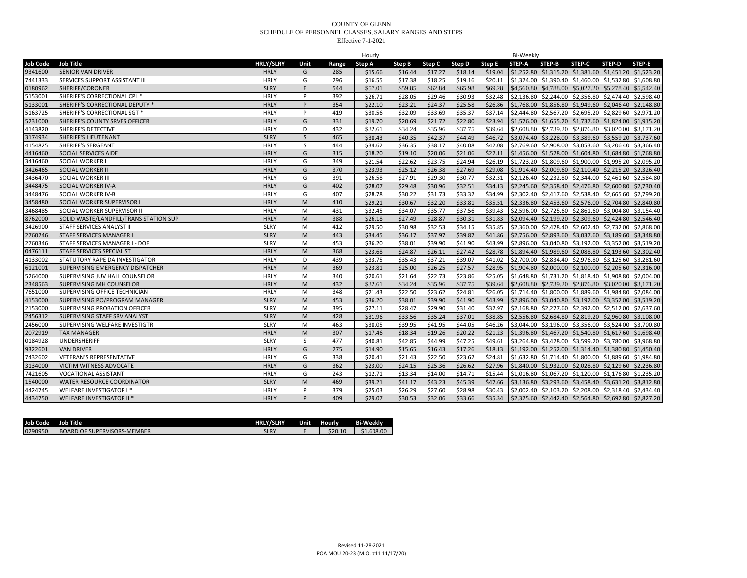COUNTY OF GLENN
SCHEDULE OF PERSONNEL CLASSES, SALARY RANGES AND STEPS
Effective 7-1-2021

| | | | | | Hourly | | | | | Bi-Weekly | | | | |
|---|---|---|---|---|---|---|---|---|---|---|---|---|---|---|
| **Job Code** | **Job Title** | **HRLY/SLRY** | **Unit** | **Range** | **Step A** | **Step B** | **Step C** | **Step D** | **Step E** | **STEP-A** | **STEP-B** | **STEP-C** | **STEP-D** | **STEP-E** |
| 9341600 | SENIOR VAN DRIVER | HRLY | G | 285 | $15.66 | $16.44 | $17.27 | $18.14 | $19.04 | $1,252.80 | $1,315.20 | $1,381.60 | $1,451.20 | $1,523.20 |
| 7441333 | SERVICES SUPPORT ASSISTANT III | HRLY | G | 296 | $16.55 | $17.38 | $18.25 | $19.16 | $20.11 | $1,324.00 | $1,390.40 | $1,460.00 | $1,532.80 | $1,608.80 |
| 0180962 | SHERIFF/CORONER | SLRY | E | 544 | $57.01 | $59.85 | $62.84 | $65.98 | $69.28 | $4,560.80 | $4,788.00 | $5,027.20 | $5,278.40 | $5,542.40 |
| 5153001 | SHERIFF'S CORRECTIONAL CPL * | HRLY | P | 392 | $26.71 | $28.05 | $29.46 | $30.93 | $32.48 | $2,136.80 | $2,244.00 | $2,356.80 | $2,474.40 | $2,598.40 |
| 5133001 | SHERIFF'S CORRECTIONAL DEPUTY * | HRLY | P | 354 | $22.10 | $23.21 | $24.37 | $25.58 | $26.86 | $1,768.00 | $1,856.80 | $1,949.60 | $2,046.40 | $2,148.80 |
| 5163725 | SHERIFF'S CORRECTIONAL SGT * | HRLY | P | 419 | $30.56 | $32.09 | $33.69 | $35.37 | $37.14 | $2,444.80 | $2,567.20 | $2,695.20 | $2,829.60 | $2,971.20 |
| 5231000 | SHERIFF'S COUNTY SRVES OFFICER | HRLY | G | 331 | $19.70 | $20.69 | $21.72 | $22.80 | $23.94 | $1,576.00 | $1,655.20 | $1,737.60 | $1,824.00 | $1,915.20 |
| 4143820 | SHERIFF'S DETECTIVE | HRLY | D | 432 | $32.61 | $34.24 | $35.96 | $37.75 | $39.64 | $2,608.80 | $2,739.20 | $2,876.80 | $3,020.00 | $3,171.20 |
| 3174934 | SHERIFF'S LIEUTENANT | SLRY | S | 465 | $38.43 | $40.35 | $42.37 | $44.49 | $46.72 | $3,074.40 | $3,228.00 | $3,389.60 | $3,559.20 | $3,737.60 |
| 4154825 | SHERIFF'S SERGEANT | HRLY | S | 444 | $34.62 | $36.35 | $38.17 | $40.08 | $42.08 | $2,769.60 | $2,908.00 | $3,053.60 | $3,206.40 | $3,366.40 |
| 4416460 | SOCIAL SERVICES AIDE | HRLY | G | 315 | $18.20 | $19.10 | $20.06 | $21.06 | $22.11 | $1,456.00 | $1,528.00 | $1,604.80 | $1,684.80 | $1,768.80 |
| 3416460 | SOCIAL WORKER I | HRLY | G | 349 | $21.54 | $22.62 | $23.75 | $24.94 | $26.19 | $1,723.20 | $1,809.60 | $1,900.00 | $1,995.20 | $2,095.20 |
| 3426465 | SOCIAL WORKER II | HRLY | G | 370 | $23.93 | $25.12 | $26.38 | $27.69 | $29.08 | $1,914.40 | $2,009.60 | $2,110.40 | $2,215.20 | $2,326.40 |
| 3436470 | SOCIAL WORKER III | HRLY | G | 391 | $26.58 | $27.91 | $29.30 | $30.77 | $32.31 | $2,126.40 | $2,232.80 | $2,344.00 | $2,461.60 | $2,584.80 |
| 3448475 | SOCIAL WORKER IV-A | HRLY | G | 402 | $28.07 | $29.48 | $30.96 | $32.51 | $34.13 | $2,245.60 | $2,358.40 | $2,476.80 | $2,600.80 | $2,730.40 |
| 3448476 | SOCIAL WORKER IV-B | HRLY | G | 407 | $28.78 | $30.22 | $31.73 | $33.32 | $34.99 | $2,302.40 | $2,417.60 | $2,538.40 | $2,665.60 | $2,799.20 |
| 3458480 | SOCIAL WORKER SUPERVISOR I | HRLY | M | 410 | $29.21 | $30.67 | $32.20 | $33.81 | $35.51 | $2,336.80 | $2,453.60 | $2,576.00 | $2,704.80 | $2,840.80 |
| 3468485 | SOCIAL WORKER SUPERVISOR II | HRLY | M | 431 | $32.45 | $34.07 | $35.77 | $37.56 | $39.43 | $2,596.00 | $2,725.60 | $2,861.60 | $3,004.80 | $3,154.40 |
| 8762000 | SOLID WASTE/LANDFILL/TRANS STATION SUP | HRLY | M | 388 | $26.18 | $27.49 | $28.87 | $30.31 | $31.83 | $2,094.40 | $2,199.20 | $2,309.60 | $2,424.80 | $2,546.40 |
| 3426900 | STAFF SERVICES ANALYST II | SLRY | M | 412 | $29.50 | $30.98 | $32.53 | $34.15 | $35.85 | $2,360.00 | $2,478.40 | $2,602.40 | $2,732.00 | $2,868.00 |
| 2760246 | STAFF SERVICES MANAGER I | SLRY | M | 443 | $34.45 | $36.17 | $37.97 | $39.87 | $41.86 | $2,756.00 | $2,893.60 | $3,037.60 | $3,189.60 | $3,348.80 |
| 2760346 | STAFF SERVICES MANAGER I - DOF | SLRY | M | 453 | $36.20 | $38.01 | $39.90 | $41.90 | $43.99 | $2,896.00 | $3,040.80 | $3,192.00 | $3,352.00 | $3,519.20 |
| 0476111 | STAFF SERVICES SPECIALIST | HRLY | M | 368 | $23.68 | $24.87 | $26.11 | $27.42 | $28.78 | $1,894.40 | $1,989.60 | $2,088.80 | $2,193.60 | $2,302.40 |
| 4133002 | STATUTORY RAPE DA INVESTIGATOR | HRLY | D | 439 | $33.75 | $35.43 | $37.21 | $39.07 | $41.02 | $2,700.00 | $2,834.40 | $2,976.80 | $3,125.60 | $3,281.60 |
| 6121001 | SUPERVISING EMERGENCY DISPATCHER | HRLY | M | 369 | $23.81 | $25.00 | $26.25 | $27.57 | $28.95 | $1,904.80 | $2,000.00 | $2,100.00 | $2,205.60 | $2,316.00 |
| 5264000 | SUPERVISING JUV HALL COUNSELOR | HRLY | M | 340 | $20.61 | $21.64 | $22.73 | $23.86 | $25.05 | $1,648.80 | $1,731.20 | $1,818.40 | $1,908.80 | $2,004.00 |
| 2348563 | SUPERVISING MH COUNSELOR | HRLY | M | 432 | $32.61 | $34.24 | $35.96 | $37.75 | $39.64 | $2,608.80 | $2,739.20 | $2,876.80 | $3,020.00 | $3,171.20 |
| 7651000 | SUPERVISING OFFICE TECHNICIAN | HRLY | M | 348 | $21.43 | $22.50 | $23.62 | $24.81 | $26.05 | $1,714.40 | $1,800.00 | $1,889.60 | $1,984.80 | $2,084.00 |
| 4153000 | SUPERVISING PO/PROGRAM MANAGER | SLRY | M | 453 | $36.20 | $38.01 | $39.90 | $41.90 | $43.99 | $2,896.00 | $3,040.80 | $3,192.00 | $3,352.00 | $3,519.20 |
| 2153000 | SUPERVISING PROBATION OFFICER | SLRY | M | 395 | $27.11 | $28.47 | $29.90 | $31.40 | $32.97 | $2,168.80 | $2,277.60 | $2,392.00 | $2,512.00 | $2,637.60 |
| 2456312 | SUPERVISING STAFF SRV ANALYST | SLRY | M | 428 | $31.96 | $33.56 | $35.24 | $37.01 | $38.85 | $2,556.80 | $2,684.80 | $2,819.20 | $2,960.80 | $3,108.00 |
| 2456000 | SUPERVISING WELFARE INVESTIGTR | SLRY | M | 463 | $38.05 | $39.95 | $41.95 | $44.05 | $46.26 | $3,044.00 | $3,196.00 | $3,356.00 | $3,524.00 | $3,700.80 |
| 2072919 | TAX MANAGER | HRLY | M | 307 | $17.46 | $18.34 | $19.26 | $20.22 | $21.23 | $1,396.80 | $1,467.20 | $1,540.80 | $1,617.60 | $1,698.40 |
| 0184928 | UNDERSHERIFF | SLRY | S | 477 | $40.81 | $42.85 | $44.99 | $47.25 | $49.61 | $3,264.80 | $3,428.00 | $3,599.20 | $3,780.00 | $3,968.80 |
| 9322601 | VAN DRIVER | HRLY | G | 275 | $14.90 | $15.65 | $16.43 | $17.26 | $18.13 | $1,192.00 | $1,252.00 | $1,314.40 | $1,380.80 | $1,450.40 |
| 7432602 | VETERAN'S REPRESENTATIVE | HRLY | G | 338 | $20.41 | $21.43 | $22.50 | $23.62 | $24.81 | $1,632.80 | $1,714.40 | $1,800.00 | $1,889.60 | $1,984.80 |
| 3134000 | VICTIM WITNESS ADVOCATE | HRLY | G | 362 | $23.00 | $24.15 | $25.36 | $26.62 | $27.96 | $1,840.00 | $1,932.00 | $2,028.80 | $2,129.60 | $2,236.80 |
| 7421605 | VOCATIONAL ASSISTANT | HRLY | G | 243 | $12.71 | $13.34 | $14.00 | $14.71 | $15.44 | $1,016.80 | $1,067.20 | $1,120.00 | $1,176.80 | $1,235.20 |
| 1540000 | WATER RESOURCE COORDINATOR | SLRY | M | 469 | $39.21 | $41.17 | $43.23 | $45.39 | $47.66 | $3,136.80 | $3,293.60 | $3,458.40 | $3,631.20 | $3,812.80 |
| 4424745 | WELFARE INVESTIGATOR I * | HRLY | P | 379 | $25.03 | $26.29 | $27.60 | $28.98 | $30.43 | $2,002.40 | $2,103.20 | $2,208.00 | $2,318.40 | $2,434.40 |
| 4434750 | WELFARE INVESTIGATOR II * | HRLY | P | 409 | $29.07 | $30.53 | $32.06 | $33.66 | $35.34 | $2,325.60 | $2,442.40 | $2,564.80 | $2,692.80 | $2,827.20 |

| Job Code | Job Title | HRLY/SLRY | Unit | Hourly | Bi-Weekly |
|---|---|---|---|---|---|
| 0290950 | BOARD OF SUPERVISORS-MEMBER | SLRY | E | $20.10 | $1,608.00 |

Revised 11-28-2021
POA MOU 20-23 (M.O. #11 11/17/20)